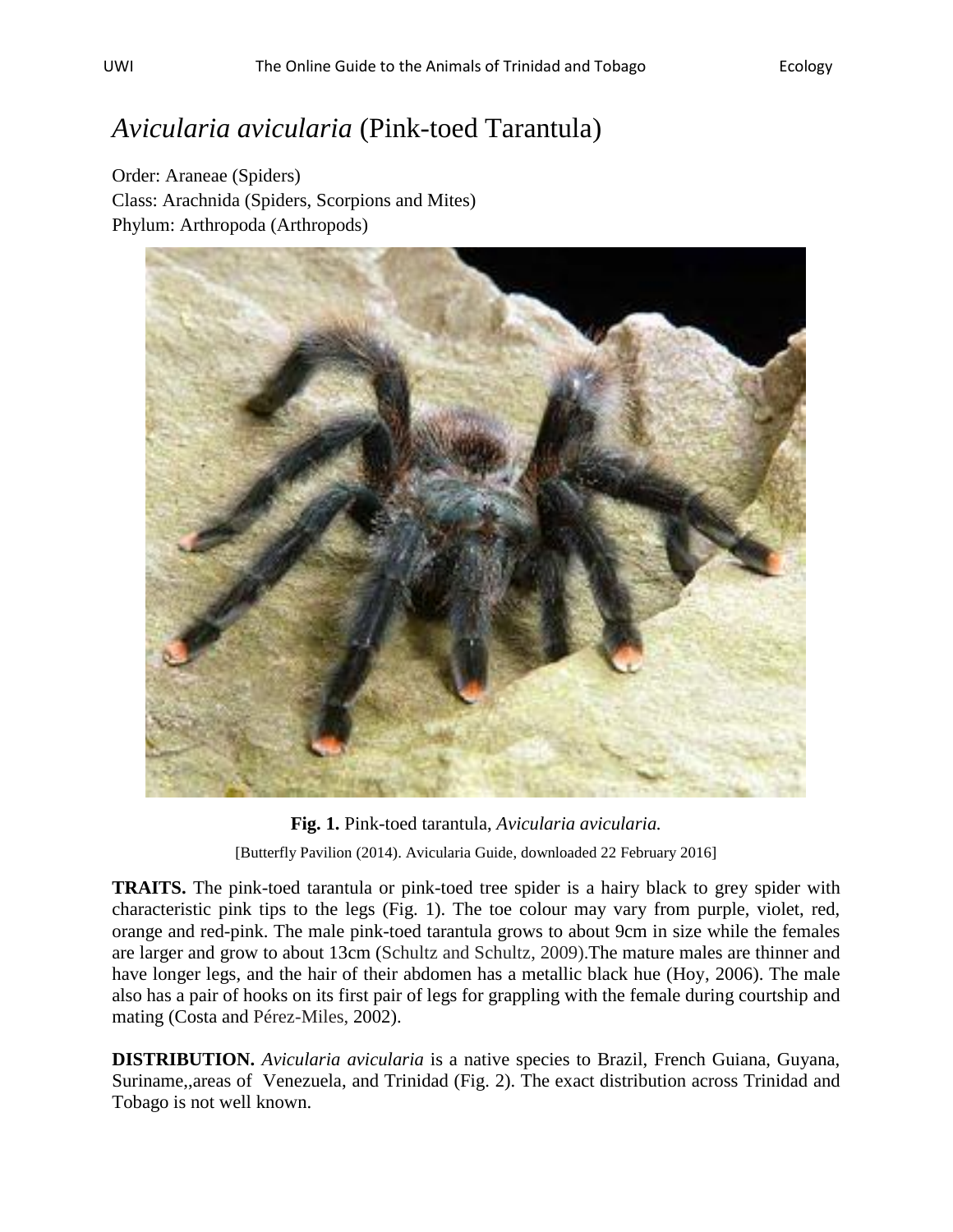# *Avicularia avicularia* (Pink-toed Tarantula)

Order: Araneae (Spiders)
Class: Arachnida (Spiders, Scorpions and Mites)
Phylum: Arthropoda (Arthropods)

**Fig. 1.** Pink-toed tarantula, *Avicularia avicularia.*

[Butterfly Pavilion (2014). Avicularia Guide, downloaded 22 February 2016]

**TRAITS.** The pink-toed tarantula or pink-toed tree spider is a hairy black to grey spider with characteristic pink tips to the legs (Fig. 1). The toe colour may vary from purple, violet, red, orange and red-pink. The male pink-toed tarantula grows to about 9cm in size while the females are larger and grow to about 13cm (Schultz and Schultz, 2009).The mature males are thinner and have longer legs, and the hair of their abdomen has a metallic black hue (Hoy, 2006). The male also has a pair of hooks on its first pair of legs for grappling with the female during courtship and mating (Costa and Pérez-Miles, 2002).

**DISTRIBUTION.** *Avicularia avicularia* is a native species to Brazil, French Guiana, Guyana, Suriname,,areas of Venezuela, and Trinidad (Fig. 2). The exact distribution across Trinidad and Tobago is not well known.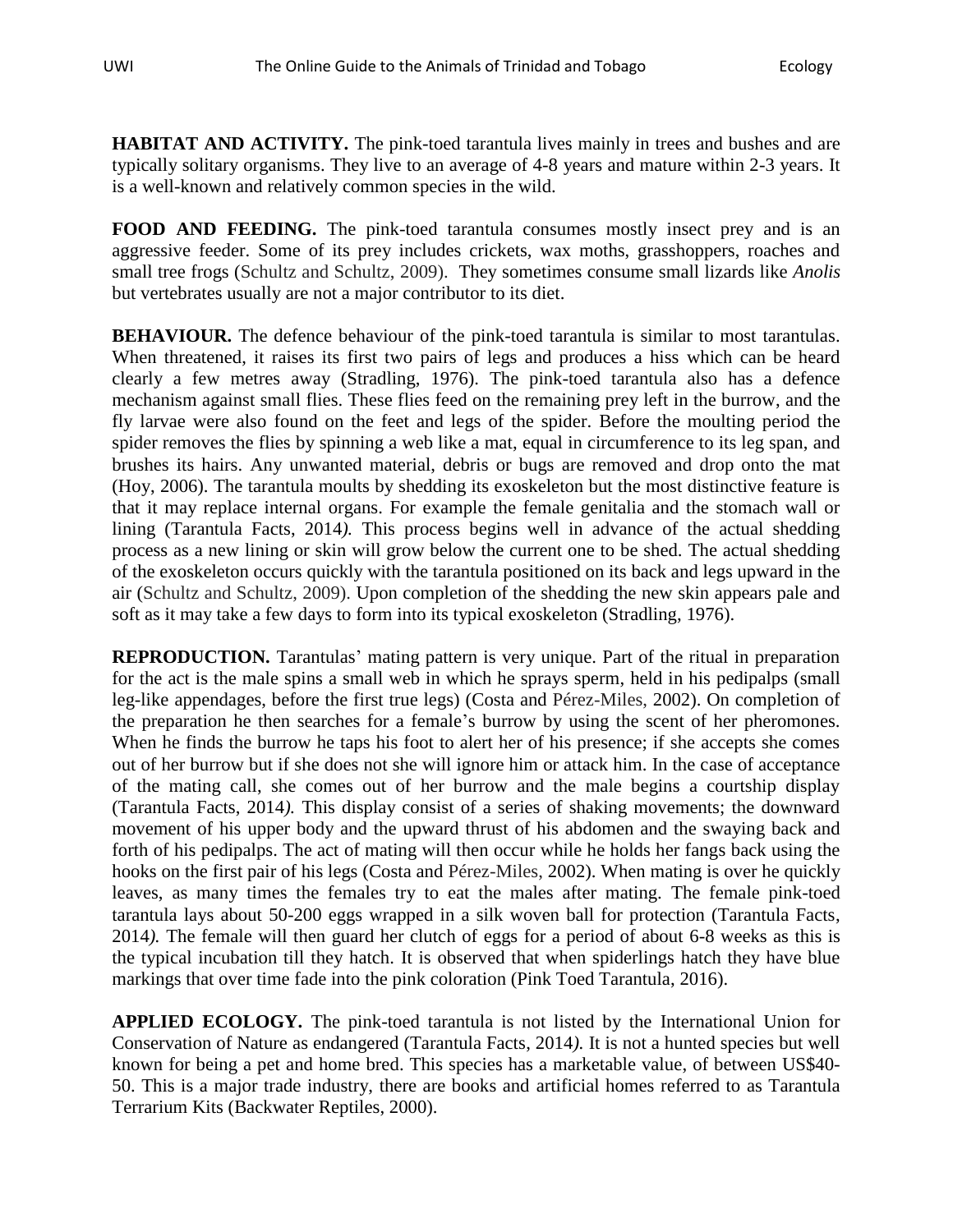**HABITAT AND ACTIVITY.** The pink-toed tarantula lives mainly in trees and bushes and are typically solitary organisms. They live to an average of 4-8 years and mature within 2-3 years. It is a well-known and relatively common species in the wild.

**FOOD AND FEEDING.** The pink-toed tarantula consumes mostly insect prey and is an aggressive feeder. Some of its prey includes crickets, wax moths, grasshoppers, roaches and small tree frogs (Schultz and Schultz, 2009). They sometimes consume small lizards like *Anolis* but vertebrates usually are not a major contributor to its diet.

**BEHAVIOUR.** The defence behaviour of the pink-toed tarantula is similar to most tarantulas. When threatened, it raises its first two pairs of legs and produces a hiss which can be heard clearly a few metres away (Stradling, 1976). The pink-toed tarantula also has a defence mechanism against small flies. These flies feed on the remaining prey left in the burrow, and the fly larvae were also found on the feet and legs of the spider. Before the moulting period the spider removes the flies by spinning a web like a mat, equal in circumference to its leg span, and brushes its hairs. Any unwanted material, debris or bugs are removed and drop onto the mat (Hoy, 2006). The tarantula moults by shedding its exoskeleton but the most distinctive feature is that it may replace internal organs. For example the female genitalia and the stomach wall or lining (Tarantula Facts, 2014*).* This process begins well in advance of the actual shedding process as a new lining or skin will grow below the current one to be shed. The actual shedding of the exoskeleton occurs quickly with the tarantula positioned on its back and legs upward in the air (Schultz and Schultz, 2009). Upon completion of the shedding the new skin appears pale and soft as it may take a few days to form into its typical exoskeleton (Stradling, 1976).

**REPRODUCTION.** Tarantulas' mating pattern is very unique. Part of the ritual in preparation for the act is the male spins a small web in which he sprays sperm, held in his pedipalps (small leg-like appendages, before the first true legs) (Costa and Pérez-Miles, 2002). On completion of the preparation he then searches for a female's burrow by using the scent of her pheromones. When he finds the burrow he taps his foot to alert her of his presence; if she accepts she comes out of her burrow but if she does not she will ignore him or attack him. In the case of acceptance of the mating call, she comes out of her burrow and the male begins a courtship display (Tarantula Facts, 2014*).* This display consist of a series of shaking movements; the downward movement of his upper body and the upward thrust of his abdomen and the swaying back and forth of his pedipalps. The act of mating will then occur while he holds her fangs back using the hooks on the first pair of his legs (Costa and Pérez-Miles, 2002). When mating is over he quickly leaves, as many times the females try to eat the males after mating. The female pink-toed tarantula lays about 50-200 eggs wrapped in a silk woven ball for protection (Tarantula Facts, 2014*).* The female will then guard her clutch of eggs for a period of about 6-8 weeks as this is the typical incubation till they hatch. It is observed that when spiderlings hatch they have blue markings that over time fade into the pink coloration (Pink Toed Tarantula, 2016).

**APPLIED ECOLOGY.** The pink-toed tarantula is not listed by the International Union for Conservation of Nature as endangered (Tarantula Facts, 2014*).* It is not a hunted species but well known for being a pet and home bred. This species has a marketable value, of between US$40-50. This is a major trade industry, there are books and artificial homes referred to as Tarantula Terrarium Kits (Backwater Reptiles, 2000).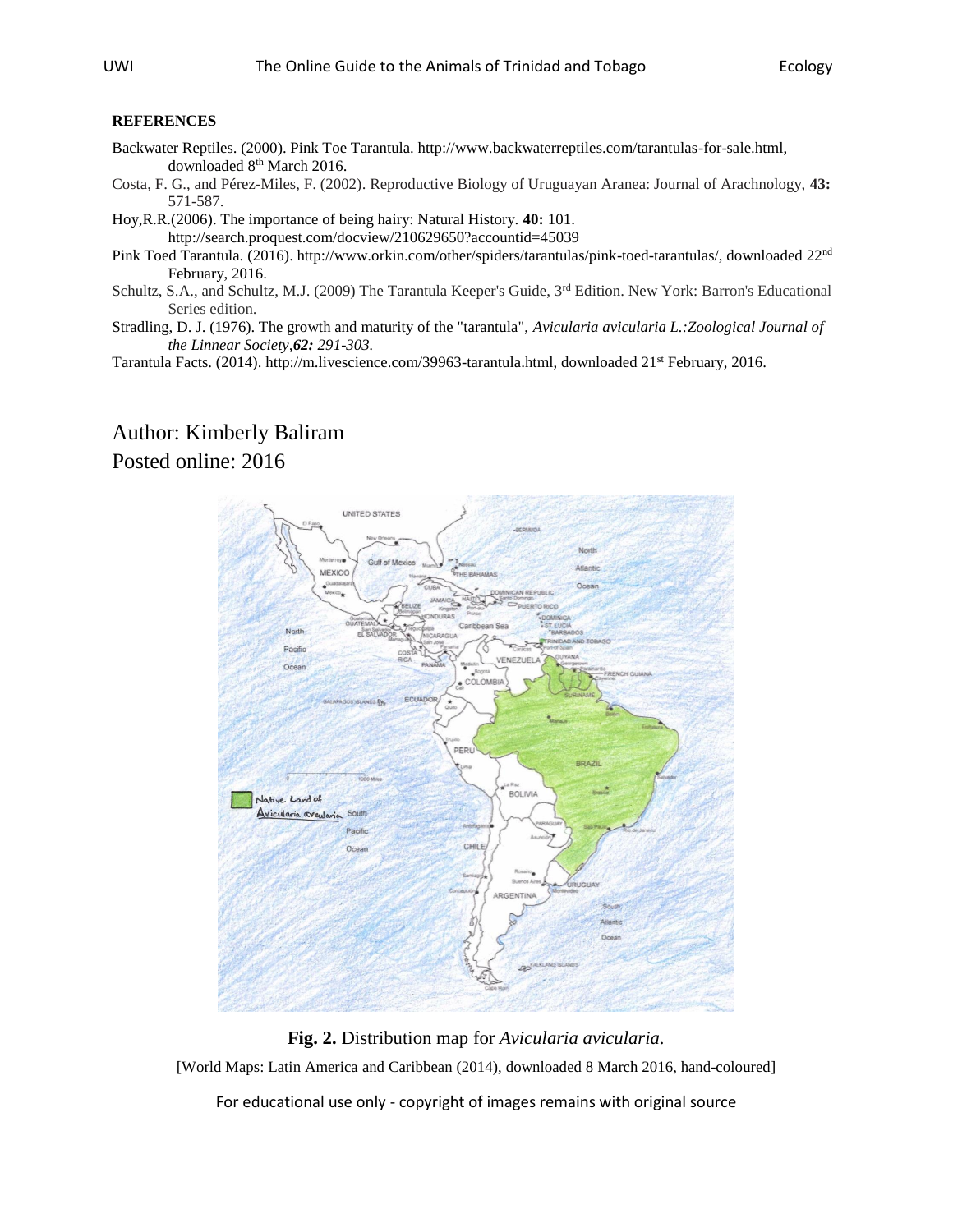## REFERENCES

Backwater Reptiles. (2000). Pink Toe Tarantula. http://www.backwaterreptiles.com/tarantulas-for-sale.html, downloaded 8th March 2016.

Costa, F. G., and Pérez-Miles, F. (2002). Reproductive Biology of Uruguayan Aranea: Journal of Arachnology, **43:** 571-587.

Hoy,R.R.(2006). The importance of being hairy: Natural History. **40:** 101. http://search.proquest.com/docview/210629650?accountid=45039

Pink Toed Tarantula. (2016). http://www.orkin.com/other/spiders/tarantulas/pink-toed-tarantulas/, downloaded 22nd February, 2016.

Schultz, S.A., and Schultz, M.J. (2009) The Tarantula Keeper's Guide, 3rd Edition. New York: Barron's Educational Series edition.

Stradling, D. J. (1976). The growth and maturity of the "tarantula", *Avicularia avicularia L.:Zoological Journal of the Linnear Society,**62:** 291-303.*

Tarantula Facts. (2014). http://m.livescience.com/39963-tarantula.html, downloaded 21st February, 2016.

Author: Kimberly Baliram

Posted online: 2016

**Fig. 2.** Distribution map for *Avicularia avicularia*.

[World Maps: Latin America and Caribbean (2014), downloaded 8 March 2016, hand-coloured]

For educational use only - copyright of images remains with original source